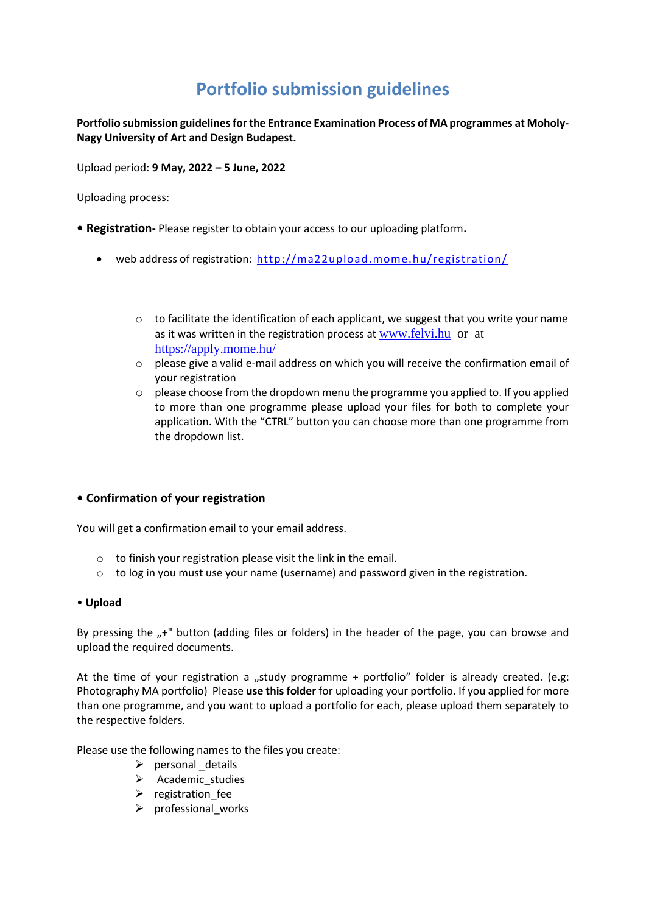# Portfolio submission guidelines

**Portfolio submission guidelines for the Entrance Examination Process of MA programmes at Moholy-Nagy University of Art and Design Budapest.**

Upload period: **9 May, 2022 – 5 June, 2022**

Uploading process:

• **Registration-** Please register to obtain your access to our uploading platform**.**

- web address of registration: http://ma22upload.mome.hu/registration/

    - to facilitate the identification of each applicant, we suggest that you write your name as it was written in the registration process at www.felvi.hu or at https://apply.mome.hu/
    - please give a valid e-mail address on which you will receive the confirmation email of your registration
    - please choose from the dropdown menu the programme you applied to. If you applied to more than one programme please upload your files for both to complete your application. With the "CTRL" button you can choose more than one programme from the dropdown list.

• **Confirmation of your registration**

You will get a confirmation email to your email address.

- to finish your registration please visit the link in the email.
- to log in you must use your name (username) and password given in the registration.

• **Upload**

By pressing the „+" button (adding files or folders) in the header of the page, you can browse and upload the required documents.

At the time of your registration a „study programme + portfolio" folder is already created. (e.g: Photography MA portfolio) Please **use this folder** for uploading your portfolio. If you applied for more than one programme, and you want to upload a portfolio for each, please upload them separately to the respective folders.

Please use the following names to the files you create:

- personal _details
- Academic_studies
- registration_fee
- professional_works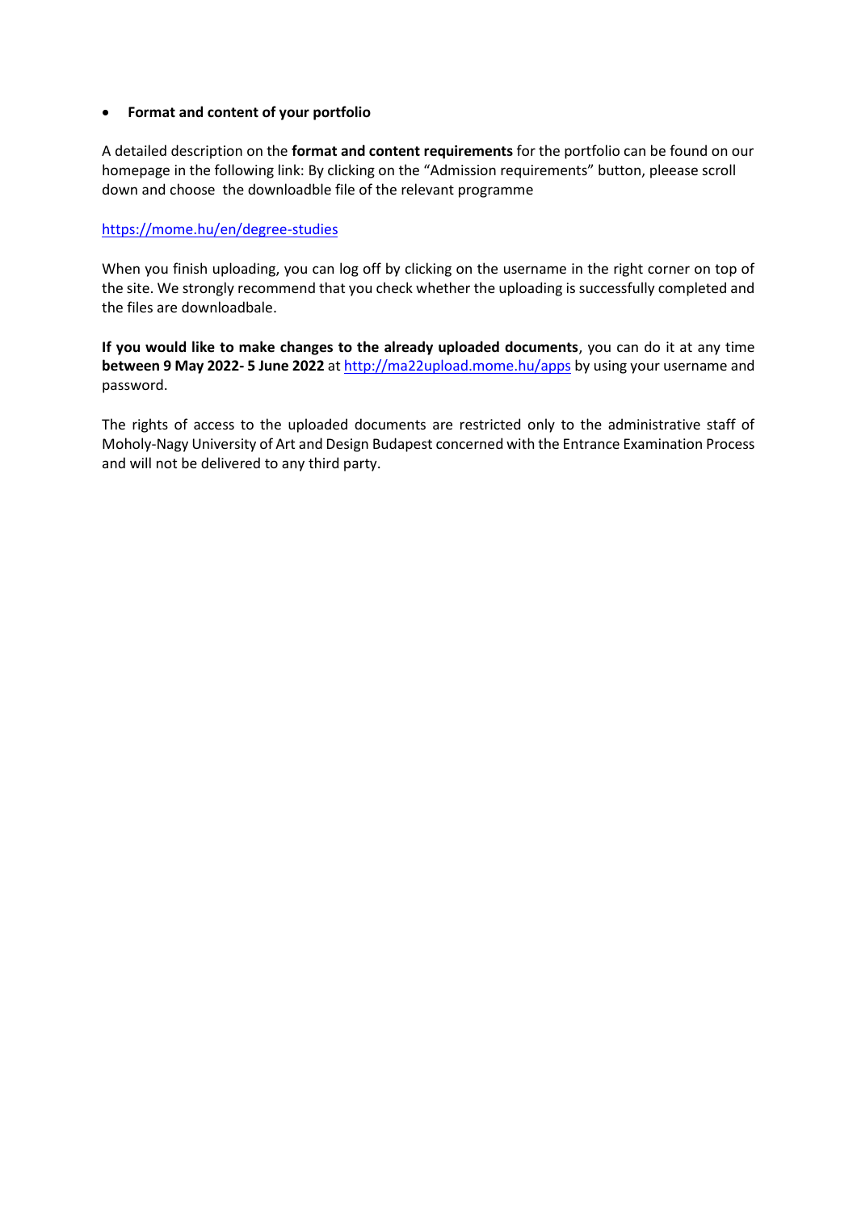- **Format and content of your portfolio**

A detailed description on the **format and content requirements** for the portfolio can be found on our homepage in the following link: By clicking on the "Admission requirements" button, pleease scroll down and choose the downloadble file of the relevant programme

https://mome.hu/en/degree-studies

When you finish uploading, you can log off by clicking on the username in the right corner on top of the site. We strongly recommend that you check whether the uploading is successfully completed and the files are downloadbale.

**If you would like to make changes to the already uploaded documents**, you can do it at any time **between 9 May 2022- 5 June 2022** at http://ma22upload.mome.hu/apps by using your username and password.

The rights of access to the uploaded documents are restricted only to the administrative staff of Moholy-Nagy University of Art and Design Budapest concerned with the Entrance Examination Process and will not be delivered to any third party.